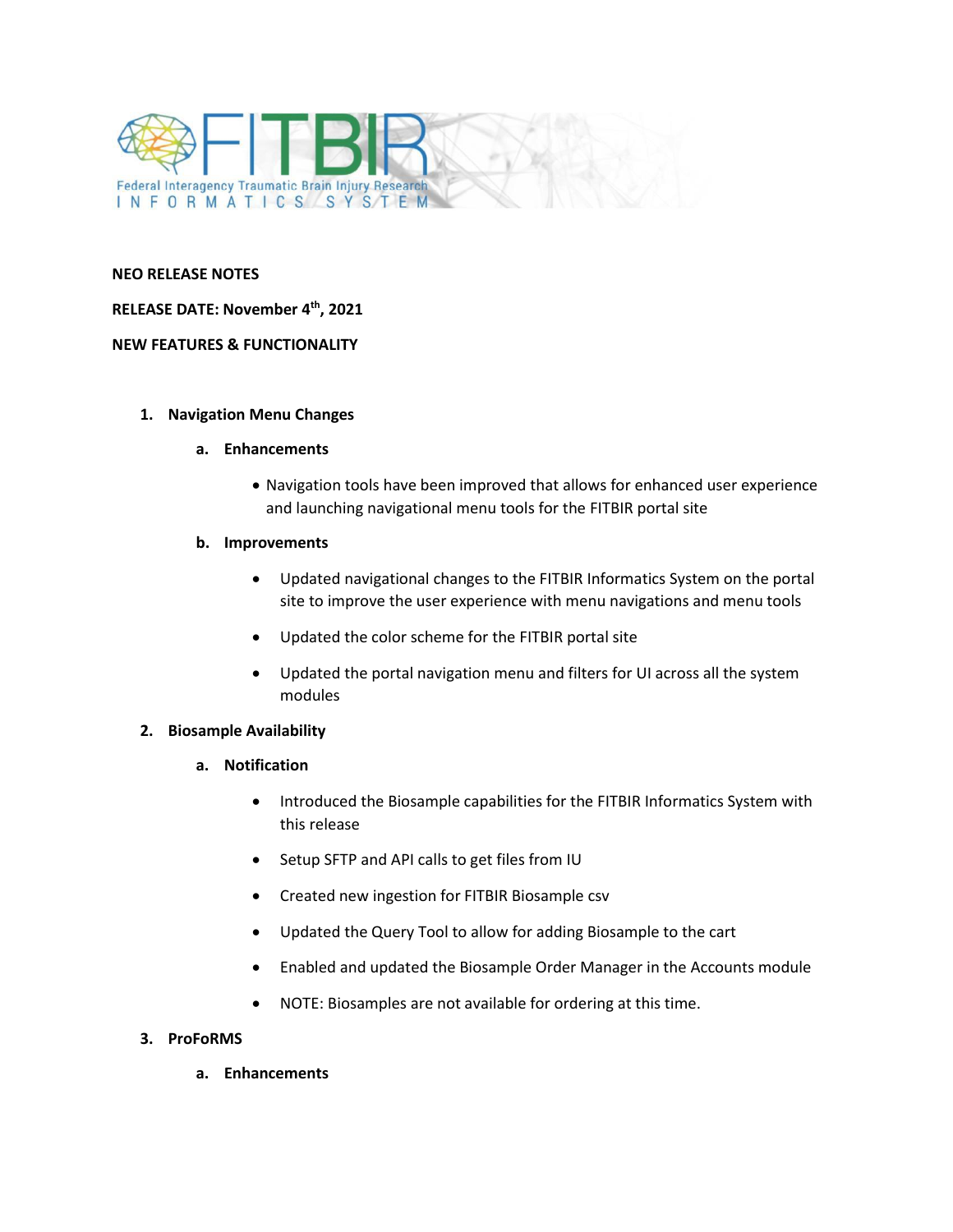Federal Interagency Traumatic Brain Injury Research INFORMATICS SYSTEM

**NEO RELEASE NOTES**

**RELEASE DATE: November 4th, 2021**

**NEW FEATURES & FUNCTIONALITY**

1. **Navigation Menu Changes**
   a. **Enhancements**
      - Navigation tools have been improved that allows for enhanced user experience and launching navigational menu tools for the FITBIR portal site

   b. **Improvements**
      - Updated navigational changes to the FITBIR Informatics System on the portal site to improve the user experience with menu navigations and menu tools
      - Updated the color scheme for the FITBIR portal site
      - Updated the portal navigation menu and filters for UI across all the system modules

2. **Biosample Availability**
   a. **Notification**
      - Introduced the Biosample capabilities for the FITBIR Informatics System with this release
      - Setup SFTP and API calls to get files from IU
      - Created new ingestion for FITBIR Biosample csv
      - Updated the Query Tool to allow for adding Biosample to the cart
      - Enabled and updated the Biosample Order Manager in the Accounts module
      - NOTE: Biosamples are not available for ordering at this time.

3. **ProFoRMS**
   a. **Enhancements**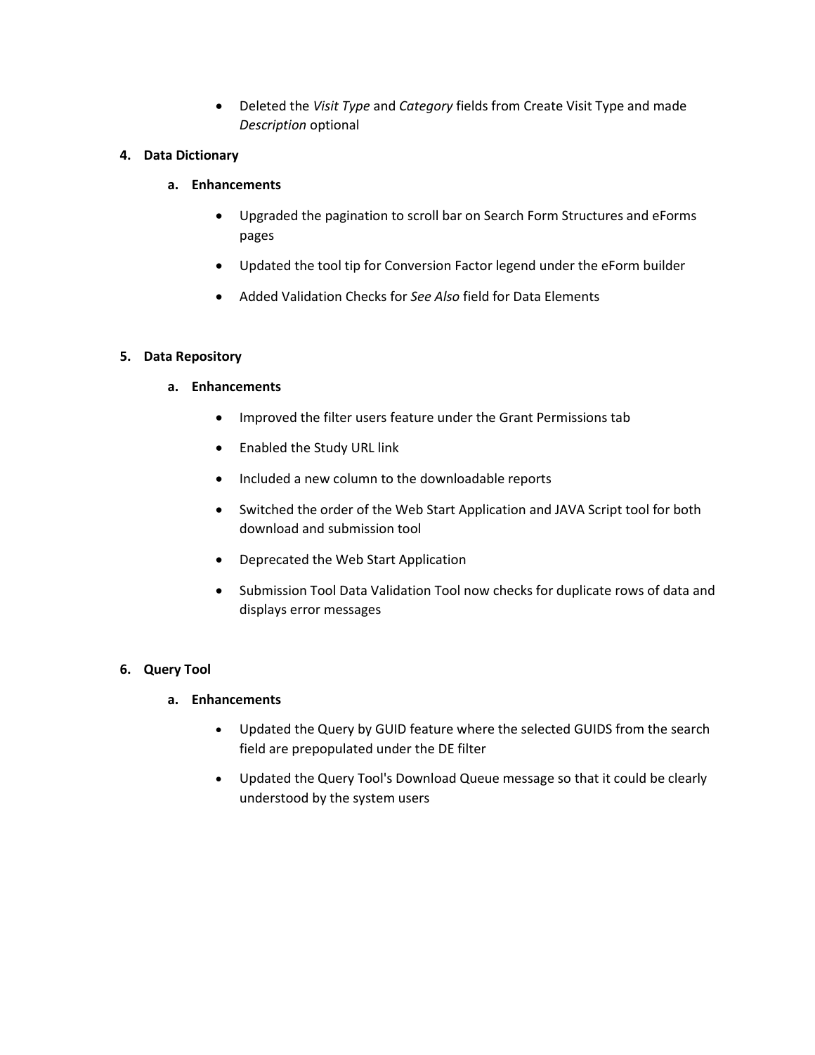- Deleted the *Visit Type* and *Category* fields from Create Visit Type and made *Description* optional

**4. Data Dictionary**

**a. Enhancements**

- Upgraded the pagination to scroll bar on Search Form Structures and eForms pages
- Updated the tool tip for Conversion Factor legend under the eForm builder
- Added Validation Checks for *See Also* field for Data Elements

**5. Data Repository**

**a. Enhancements**

- Improved the filter users feature under the Grant Permissions tab
- Enabled the Study URL link
- Included a new column to the downloadable reports
- Switched the order of the Web Start Application and JAVA Script tool for both download and submission tool
- Deprecated the Web Start Application
- Submission Tool Data Validation Tool now checks for duplicate rows of data and displays error messages

**6. Query Tool**

**a. Enhancements**

- Updated the Query by GUID feature where the selected GUIDS from the search field are prepopulated under the DE filter
- Updated the Query Tool's Download Queue message so that it could be clearly understood by the system users